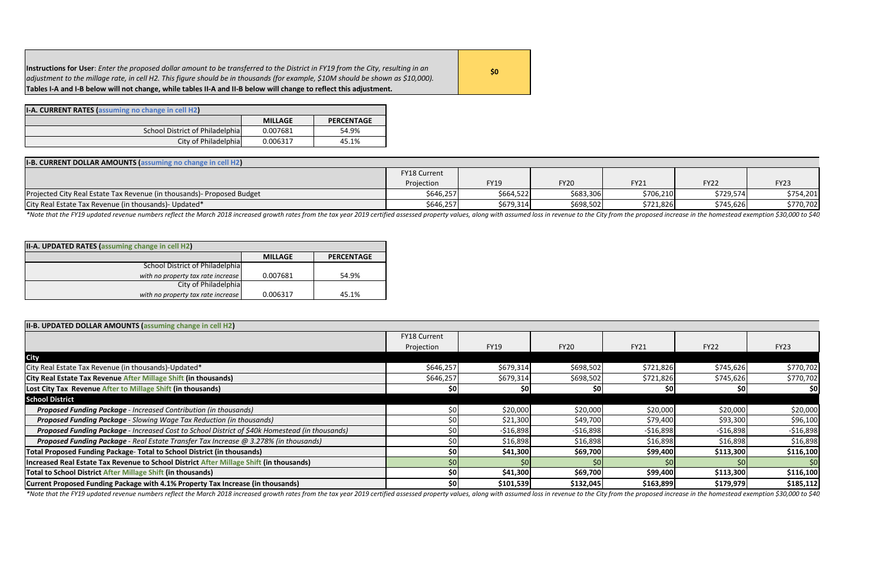| **Instructions for User**: *Enter the proposed dollar amount to be transferred to the District in FY19 from the City, resulting in an adjustment to the millage rate, in cell H2. This figure should be in thousands (for example, $10M should be shown as $10,000).* **Tables I-A and I-B below will not change, while tables II-A and II-B below will change to reflect this adjustment.** | **$0** |
|---|---|

| **I-A. CURRENT RATES (assuming no change in cell H2)** | | |
|---|---|---|
| | **MILLAGE** | **PERCENTAGE** |
| School District of Philadelphia | 0.007681 | 54.9% |
| City of Philadelphia | 0.006317 | 45.1% |

| **I-B. CURRENT DOLLAR AMOUNTS (assuming no change in cell H2)** | | | | | | |
|---|---|---|---|---|---|---|
| | FY18 Current Projection | FY19 | FY20 | FY21 | FY22 | FY23 |
| Projected City Real Estate Tax Revenue (in thousands)- Proposed Budget | $646,257 | $664,522 | $683,306 | $706,210 | $729,574 | $754,201 |
| City Real Estate Tax Revenue (in thousands)- Updated* | $646,257 | $679,314 | $698,502 | $721,826 | $745,626 | $770,702 |

*\*Note that the FY19 updated revenue numbers reflect the March 2018 increased growth rates from the tax year 2019 certified assessed property values, along with assumed loss in revenue to the City from the proposed increase in the homestead exemption $30,000 to $40*

| **II-A. UPDATED RATES (assuming change in cell H2)** | | |
|---|---|---|
| | **MILLAGE** | **PERCENTAGE** |
| School District of Philadelphia *with no property tax rate increase* | 0.007681 | 54.9% |
| City of Philadelphia *with no property tax rate increase* | 0.006317 | 45.1% |

| **II-B. UPDATED DOLLAR AMOUNTS (assuming change in cell H2)** | | | | | | |
|---|---|---|---|---|---|---|
| | FY18 Current Projection | FY19 | FY20 | FY21 | FY22 | FY23 |
| **City** | | | | | | |
| City Real Estate Tax Revenue (in thousands)-Updated* | $646,257 | $679,314 | $698,502 | $721,826 | $745,626 | $770,702 |
| **City Real Estate Tax Revenue After Millage Shift (in thousands)** | $646,257 | $679,314 | $698,502 | $721,826 | $745,626 | $770,702 |
| **Lost City Tax Revenue After to Millage Shift (in thousands)** | **$0** | **$0** | **$0** | **$0** | **$0** | **$0** |
| **School District** | | | | | | |
| ***Proposed Funding Package*** *- Increased Contribution (in thousands)* | $0 | $20,000 | $20,000 | $20,000 | $20,000 | $20,000 |
| ***Proposed Funding Package*** *- Slowing Wage Tax Reduction (in thousands)* | $0 | $21,300 | $49,700 | $79,400 | $93,300 | $96,100 |
| ***Proposed Funding Package*** *- Increased Cost to School District of $40k Homestead (in thousands)* | $0 | -$16,898 | -$16,898 | -$16,898 | -$16,898 | -$16,898 |
| ***Proposed Funding Package*** *- Real Estate Transfer Tax Increase @ 3.278% (in thousands)* | $0 | $16,898 | $16,898 | $16,898 | $16,898 | $16,898 |
| **Total Proposed Funding Package- Total to School District (in thousands)** | **$0** | **$41,300** | **$69,700** | **$99,400** | **$113,300** | **$116,100** |
| **Increased Real Estate Tax Revenue to School District After Millage Shift (in thousands)** | $0 | $0 | $0 | $0 | $0 | $0 |
| **Total to School District After Millage Shift (in thousands)** | **$0** | **$41,300** | **$69,700** | **$99,400** | **$113,300** | **$116,100** |
| **Current Proposed Funding Package with 4.1% Property Tax Increase (in thousands)** | **$0** | **$101,539** | **$132,045** | **$163,899** | **$179,979** | **$185,112** |

*\*Note that the FY19 updated revenue numbers reflect the March 2018 increased growth rates from the tax year 2019 certified assessed property values, along with assumed loss in revenue to the City from the proposed increase in the homestead exemption $30,000 to $40*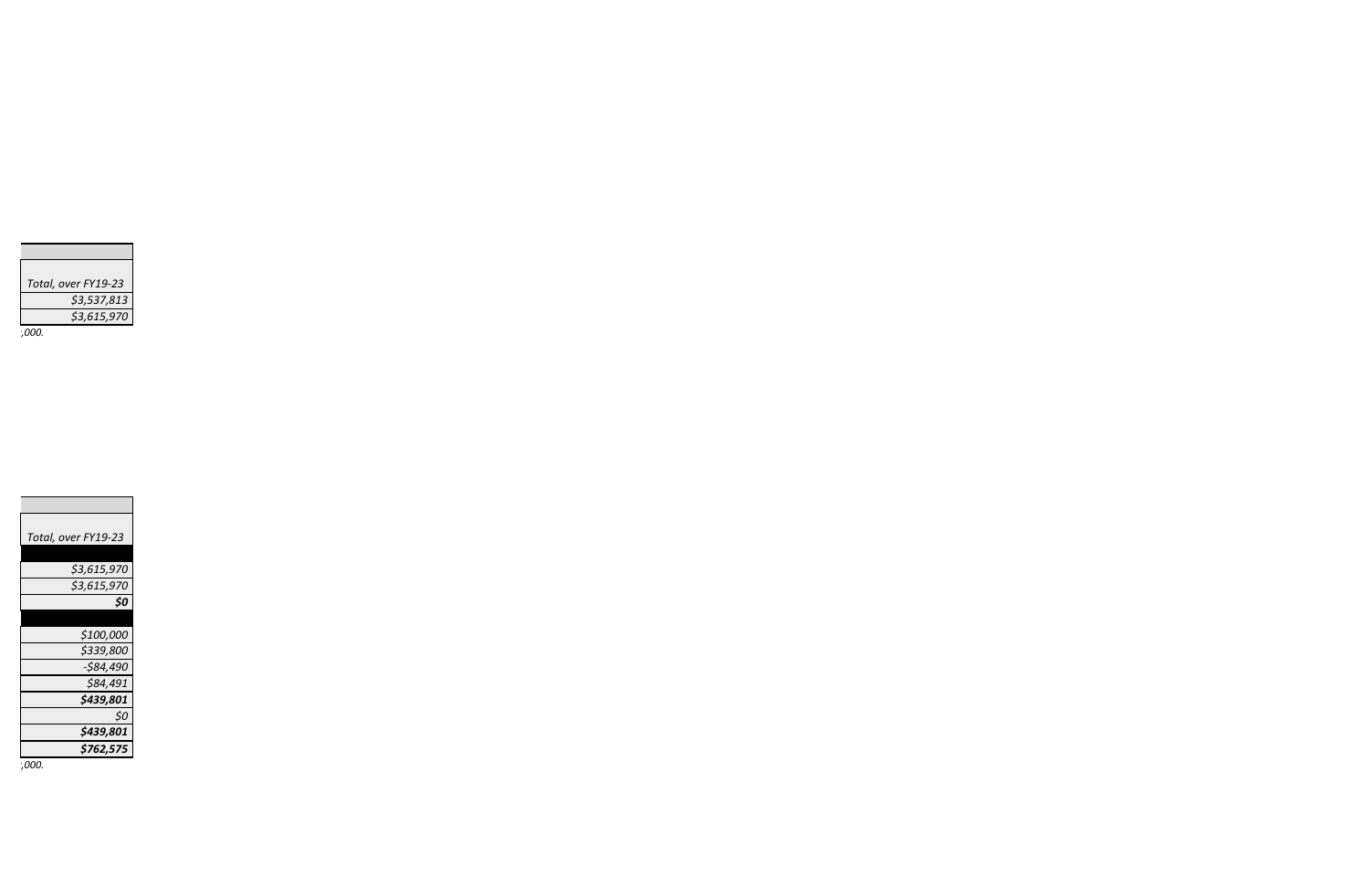| |
|---|
| *Total, over FY19-23* |
| *$3,537,813* |
| *$3,615,970* |

*;000.*

| |
|---|
| *Total, over FY19-23* |
| |
| *$3,615,970* |
| *$3,615,970* |
| ***$0*** |
| |
| *$100,000* |
| *$339,800* |
| *-$84,490* |
| *$84,491* |
| ***$439,801*** |
| *$0* |
| ***$439,801*** |
| ***$762,575*** |

*;000.*